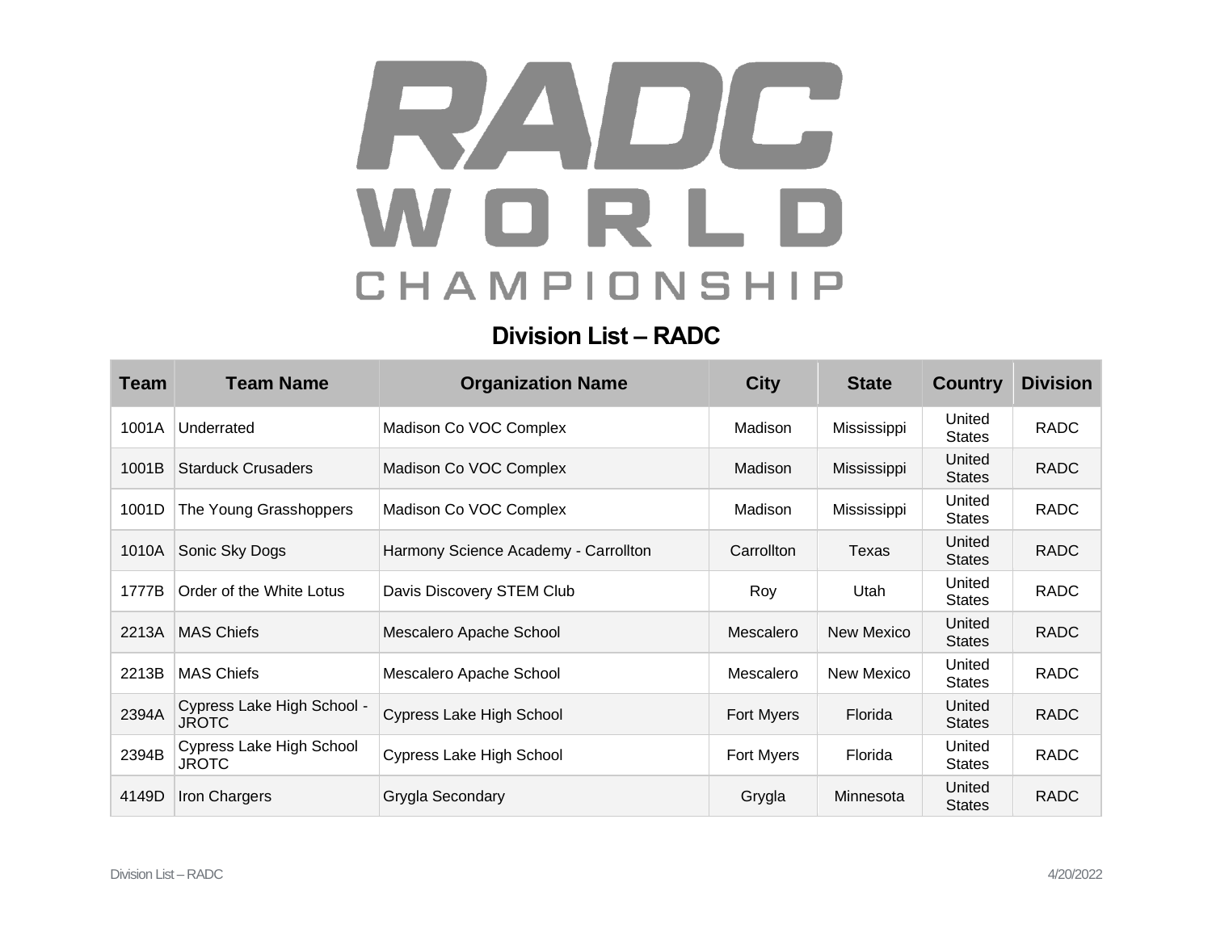# RADC WORLD CHAMPIONSHIP

## Division List – RADC

| Team | Team Name | Organization Name | City | State | Country | Division |
|---|---|---|---|---|---|---|
| 1001A | Underrated | Madison Co VOC Complex | Madison | Mississippi | United States | RADC |
| 1001B | Starduck Crusaders | Madison Co VOC Complex | Madison | Mississippi | United States | RADC |
| 1001D | The Young Grasshoppers | Madison Co VOC Complex | Madison | Mississippi | United States | RADC |
| 1010A | Sonic Sky Dogs | Harmony Science Academy - Carrollton | Carrollton | Texas | United States | RADC |
| 1777B | Order of the White Lotus | Davis Discovery STEM Club | Roy | Utah | United States | RADC |
| 2213A | MAS Chiefs | Mescalero Apache School | Mescalero | New Mexico | United States | RADC |
| 2213B | MAS Chiefs | Mescalero Apache School | Mescalero | New Mexico | United States | RADC |
| 2394A | Cypress Lake High School - JROTC | Cypress Lake High School | Fort Myers | Florida | United States | RADC |
| 2394B | Cypress Lake High School JROTC | Cypress Lake High School | Fort Myers | Florida | United States | RADC |
| 4149D | Iron Chargers | Grygla Secondary | Grygla | Minnesota | United States | RADC |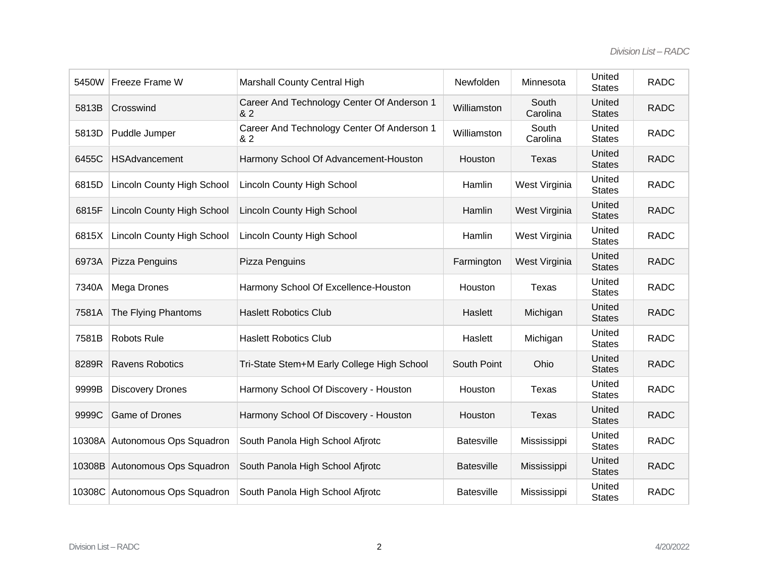| 5450W | Freeze Frame W | Marshall County Central High | Newfolden | Minnesota | United States | RADC |
|---|---|---|---|---|---|---|
| 5813B | Crosswind | Career And Technology Center Of Anderson 1 & 2 | Williamston | South Carolina | United States | RADC |
| 5813D | Puddle Jumper | Career And Technology Center Of Anderson 1 & 2 | Williamston | South Carolina | United States | RADC |
| 6455C | HSAdvancement | Harmony School Of Advancement-Houston | Houston | Texas | United States | RADC |
| 6815D | Lincoln County High School | Lincoln County High School | Hamlin | West Virginia | United States | RADC |
| 6815F | Lincoln County High School | Lincoln County High School | Hamlin | West Virginia | United States | RADC |
| 6815X | Lincoln County High School | Lincoln County High School | Hamlin | West Virginia | United States | RADC |
| 6973A | Pizza Penguins | Pizza Penguins | Farmington | West Virginia | United States | RADC |
| 7340A | Mega Drones | Harmony School Of Excellence-Houston | Houston | Texas | United States | RADC |
| 7581A | The Flying Phantoms | Haslett Robotics Club | Haslett | Michigan | United States | RADC |
| 7581B | Robots Rule | Haslett Robotics Club | Haslett | Michigan | United States | RADC |
| 8289R | Ravens Robotics | Tri-State Stem+M Early College High School | South Point | Ohio | United States | RADC |
| 9999B | Discovery Drones | Harmony School Of Discovery - Houston | Houston | Texas | United States | RADC |
| 9999C | Game of Drones | Harmony School Of Discovery - Houston | Houston | Texas | United States | RADC |
| 10308A | Autonomous Ops Squadron | South Panola High School Afjrotc | Batesville | Mississippi | United States | RADC |
| 10308B | Autonomous Ops Squadron | South Panola High School Afjrotc | Batesville | Mississippi | United States | RADC |
| 10308C | Autonomous Ops Squadron | South Panola High School Afjrotc | Batesville | Mississippi | United States | RADC |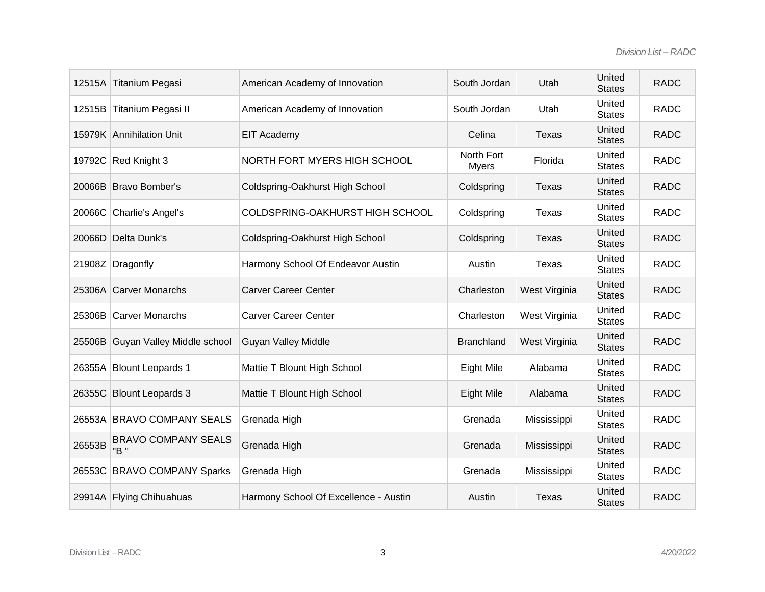| 12515A | Titanium Pegasi | American Academy of Innovation | South Jordan | Utah | United States | RADC |
|---|---|---|---|---|---|---|
| 12515B | Titanium Pegasi II | American Academy of Innovation | South Jordan | Utah | United States | RADC |
| 15979K | Annihilation Unit | EIT Academy | Celina | Texas | United States | RADC |
| 19792C | Red Knight 3 | NORTH FORT MYERS HIGH SCHOOL | North Fort Myers | Florida | United States | RADC |
| 20066B | Bravo Bomber's | Coldspring-Oakhurst High School | Coldspring | Texas | United States | RADC |
| 20066C | Charlie's Angel's | COLDSPRING-OAKHURST HIGH SCHOOL | Coldspring | Texas | United States | RADC |
| 20066D | Delta Dunk's | Coldspring-Oakhurst High School | Coldspring | Texas | United States | RADC |
| 21908Z | Dragonfly | Harmony School Of Endeavor Austin | Austin | Texas | United States | RADC |
| 25306A | Carver Monarchs | Carver Career Center | Charleston | West Virginia | United States | RADC |
| 25306B | Carver Monarchs | Carver Career Center | Charleston | West Virginia | United States | RADC |
| 25506B | Guyan Valley Middle school | Guyan Valley Middle | Branchland | West Virginia | United States | RADC |
| 26355A | Blount Leopards 1 | Mattie T Blount High School | Eight Mile | Alabama | United States | RADC |
| 26355C | Blount Leopards 3 | Mattie T Blount High School | Eight Mile | Alabama | United States | RADC |
| 26553A | BRAVO COMPANY SEALS | Grenada High | Grenada | Mississippi | United States | RADC |
| 26553B | BRAVO COMPANY SEALS "B " | Grenada High | Grenada | Mississippi | United States | RADC |
| 26553C | BRAVO COMPANY Sparks | Grenada High | Grenada | Mississippi | United States | RADC |
| 29914A | Flying Chihuahuas | Harmony School Of Excellence - Austin | Austin | Texas | United States | RADC |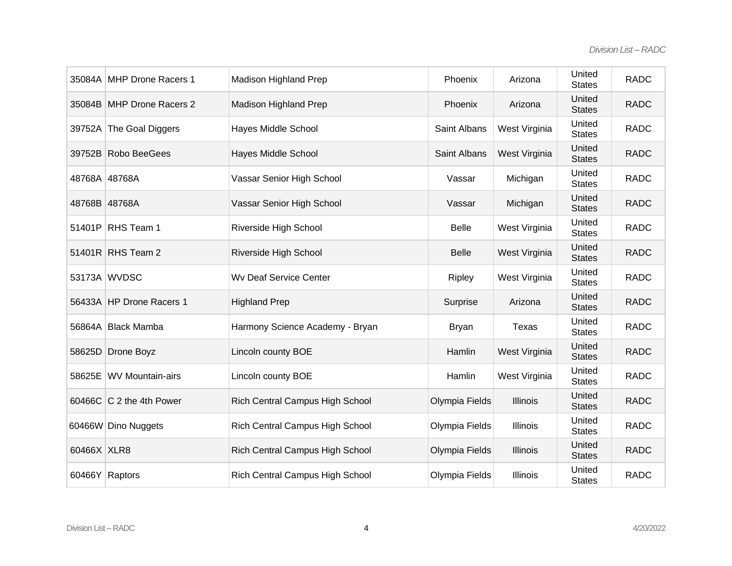| | | | | | | |
|---|---|---|---|---|---|---|
| 35084A | MHP Drone Racers 1 | Madison Highland Prep | Phoenix | Arizona | United States | RADC |
| 35084B | MHP Drone Racers 2 | Madison Highland Prep | Phoenix | Arizona | United States | RADC |
| 39752A | The Goal Diggers | Hayes Middle School | Saint Albans | West Virginia | United States | RADC |
| 39752B | Robo BeeGees | Hayes Middle School | Saint Albans | West Virginia | United States | RADC |
| 48768A | 48768A | Vassar Senior High School | Vassar | Michigan | United States | RADC |
| 48768B | 48768A | Vassar Senior High School | Vassar | Michigan | United States | RADC |
| 51401P | RHS Team 1 | Riverside High School | Belle | West Virginia | United States | RADC |
| 51401R | RHS Team 2 | Riverside High School | Belle | West Virginia | United States | RADC |
| 53173A | WVDSC | Wv Deaf Service Center | Ripley | West Virginia | United States | RADC |
| 56433A | HP Drone Racers 1 | Highland Prep | Surprise | Arizona | United States | RADC |
| 56864A | Black Mamba | Harmony Science Academy - Bryan | Bryan | Texas | United States | RADC |
| 58625D | Drone Boyz | Lincoln county BOE | Hamlin | West Virginia | United States | RADC |
| 58625E | WV Mountain-airs | Lincoln county BOE | Hamlin | West Virginia | United States | RADC |
| 60466C | C 2 the 4th Power | Rich Central Campus High School | Olympia Fields | Illinois | United States | RADC |
| 60466W | Dino Nuggets | Rich Central Campus High School | Olympia Fields | Illinois | United States | RADC |
| 60466X | XLR8 | Rich Central Campus High School | Olympia Fields | Illinois | United States | RADC |
| 60466Y | Raptors | Rich Central Campus High School | Olympia Fields | Illinois | United States | RADC |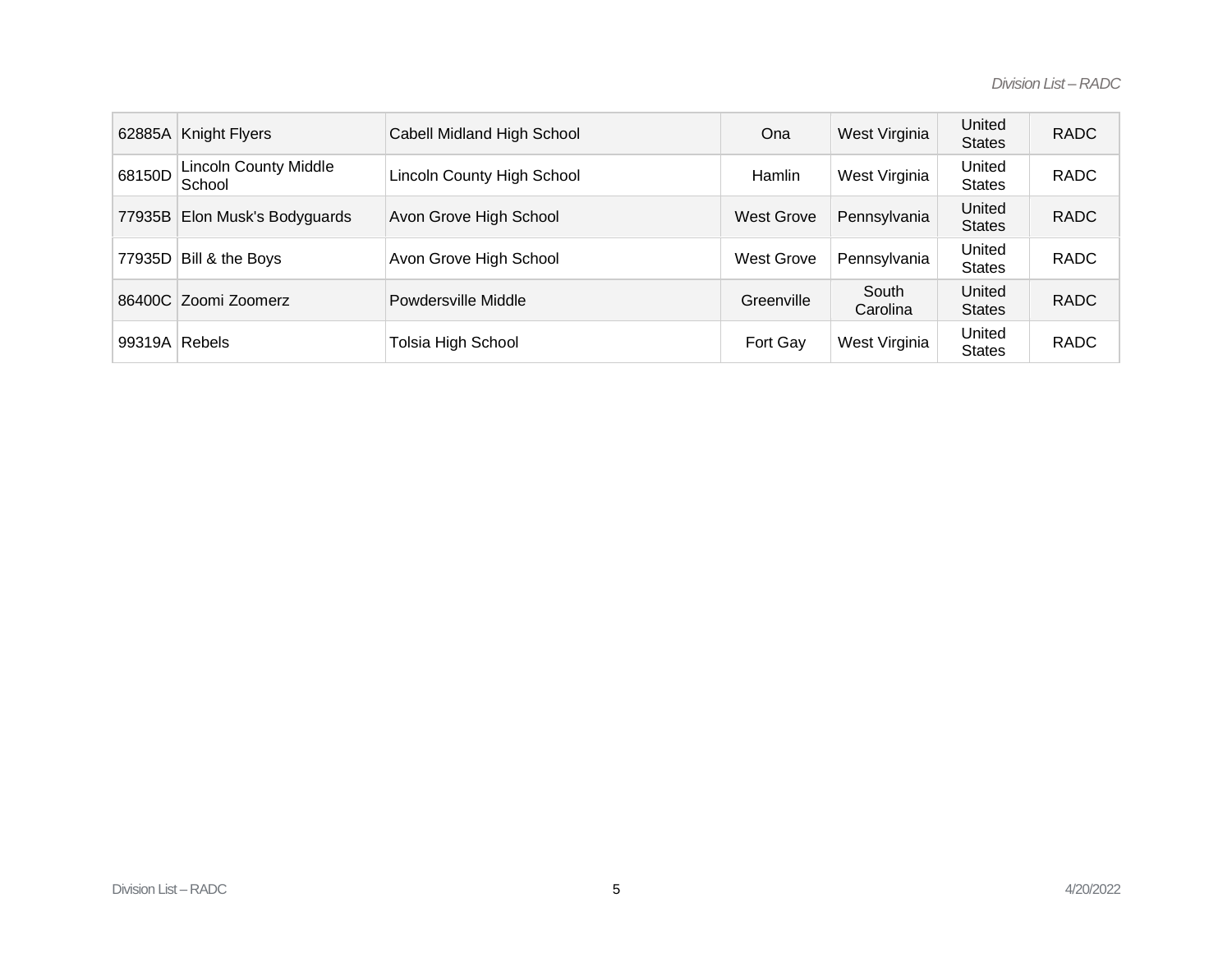| | | | | | | |
|---|---|---|---|---|---|---|
| 62885A | Knight Flyers | Cabell Midland High School | Ona | West Virginia | United States | RADC |
| 68150D | Lincoln County Middle School | Lincoln County High School | Hamlin | West Virginia | United States | RADC |
| 77935B | Elon Musk's Bodyguards | Avon Grove High School | West Grove | Pennsylvania | United States | RADC |
| 77935D | Bill & the Boys | Avon Grove High School | West Grove | Pennsylvania | United States | RADC |
| 86400C | Zoomi Zoomerz | Powdersville Middle | Greenville | South Carolina | United States | RADC |
| 99319A | Rebels | Tolsia High School | Fort Gay | West Virginia | United States | RADC |